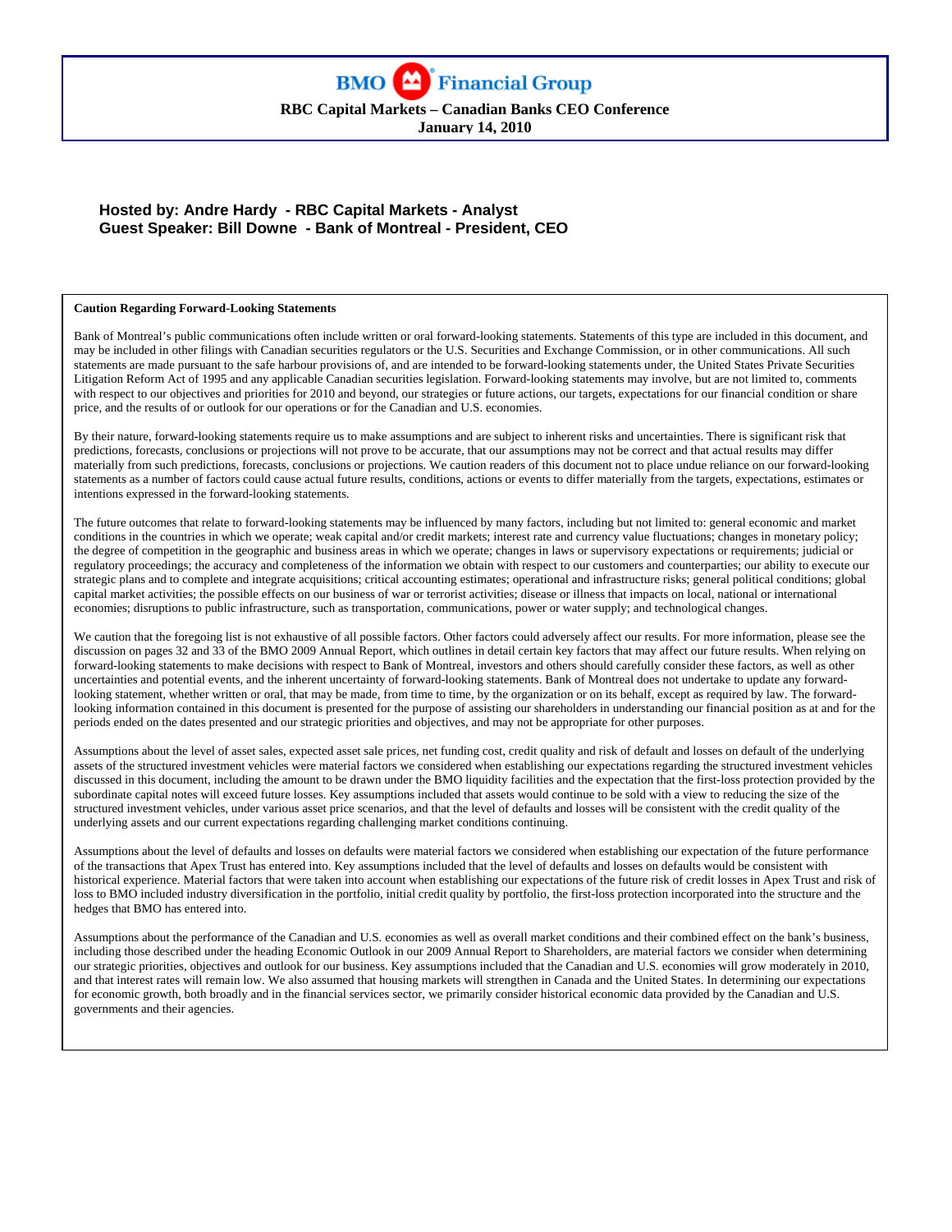# BMO Financial Group

**RBC Capital Markets – Canadian Banks CEO Conference**
**January 14, 2010**

**Hosted by: Andre Hardy - RBC Capital Markets - Analyst**
**Guest Speaker: Bill Downe - Bank of Montreal - President, CEO**

**Caution Regarding Forward-Looking Statements**

Bank of Montreal's public communications often include written or oral forward-looking statements. Statements of this type are included in this document, and may be included in other filings with Canadian securities regulators or the U.S. Securities and Exchange Commission, or in other communications. All such statements are made pursuant to the safe harbour provisions of, and are intended to be forward-looking statements under, the United States Private Securities Litigation Reform Act of 1995 and any applicable Canadian securities legislation. Forward-looking statements may involve, but are not limited to, comments with respect to our objectives and priorities for 2010 and beyond, our strategies or future actions, our targets, expectations for our financial condition or share price, and the results of or outlook for our operations or for the Canadian and U.S. economies.

By their nature, forward-looking statements require us to make assumptions and are subject to inherent risks and uncertainties. There is significant risk that predictions, forecasts, conclusions or projections will not prove to be accurate, that our assumptions may not be correct and that actual results may differ materially from such predictions, forecasts, conclusions or projections. We caution readers of this document not to place undue reliance on our forward-looking statements as a number of factors could cause actual future results, conditions, actions or events to differ materially from the targets, expectations, estimates or intentions expressed in the forward-looking statements.

The future outcomes that relate to forward-looking statements may be influenced by many factors, including but not limited to: general economic and market conditions in the countries in which we operate; weak capital and/or credit markets; interest rate and currency value fluctuations; changes in monetary policy; the degree of competition in the geographic and business areas in which we operate; changes in laws or supervisory expectations or requirements; judicial or regulatory proceedings; the accuracy and completeness of the information we obtain with respect to our customers and counterparties; our ability to execute our strategic plans and to complete and integrate acquisitions; critical accounting estimates; operational and infrastructure risks; general political conditions; global capital market activities; the possible effects on our business of war or terrorist activities; disease or illness that impacts on local, national or international economies; disruptions to public infrastructure, such as transportation, communications, power or water supply; and technological changes.

We caution that the foregoing list is not exhaustive of all possible factors. Other factors could adversely affect our results. For more information, please see the discussion on pages 32 and 33 of the BMO 2009 Annual Report, which outlines in detail certain key factors that may affect our future results. When relying on forward-looking statements to make decisions with respect to Bank of Montreal, investors and others should carefully consider these factors, as well as other uncertainties and potential events, and the inherent uncertainty of forward-looking statements. Bank of Montreal does not undertake to update any forward-looking statement, whether written or oral, that may be made, from time to time, by the organization or on its behalf, except as required by law. The forward-looking information contained in this document is presented for the purpose of assisting our shareholders in understanding our financial position as at and for the periods ended on the dates presented and our strategic priorities and objectives, and may not be appropriate for other purposes.

Assumptions about the level of asset sales, expected asset sale prices, net funding cost, credit quality and risk of default and losses on default of the underlying assets of the structured investment vehicles were material factors we considered when establishing our expectations regarding the structured investment vehicles discussed in this document, including the amount to be drawn under the BMO liquidity facilities and the expectation that the first-loss protection provided by the subordinate capital notes will exceed future losses. Key assumptions included that assets would continue to be sold with a view to reducing the size of the structured investment vehicles, under various asset price scenarios, and that the level of defaults and losses will be consistent with the credit quality of the underlying assets and our current expectations regarding challenging market conditions continuing.

Assumptions about the level of defaults and losses on defaults were material factors we considered when establishing our expectation of the future performance of the transactions that Apex Trust has entered into. Key assumptions included that the level of defaults and losses on defaults would be consistent with historical experience. Material factors that were taken into account when establishing our expectations of the future risk of credit losses in Apex Trust and risk of loss to BMO included industry diversification in the portfolio, initial credit quality by portfolio, the first-loss protection incorporated into the structure and the hedges that BMO has entered into.

Assumptions about the performance of the Canadian and U.S. economies as well as overall market conditions and their combined effect on the bank's business, including those described under the heading Economic Outlook in our 2009 Annual Report to Shareholders, are material factors we consider when determining our strategic priorities, objectives and outlook for our business. Key assumptions included that the Canadian and U.S. economies will grow moderately in 2010, and that interest rates will remain low. We also assumed that housing markets will strengthen in Canada and the United States. In determining our expectations for economic growth, both broadly and in the financial services sector, we primarily consider historical economic data provided by the Canadian and U.S. governments and their agencies.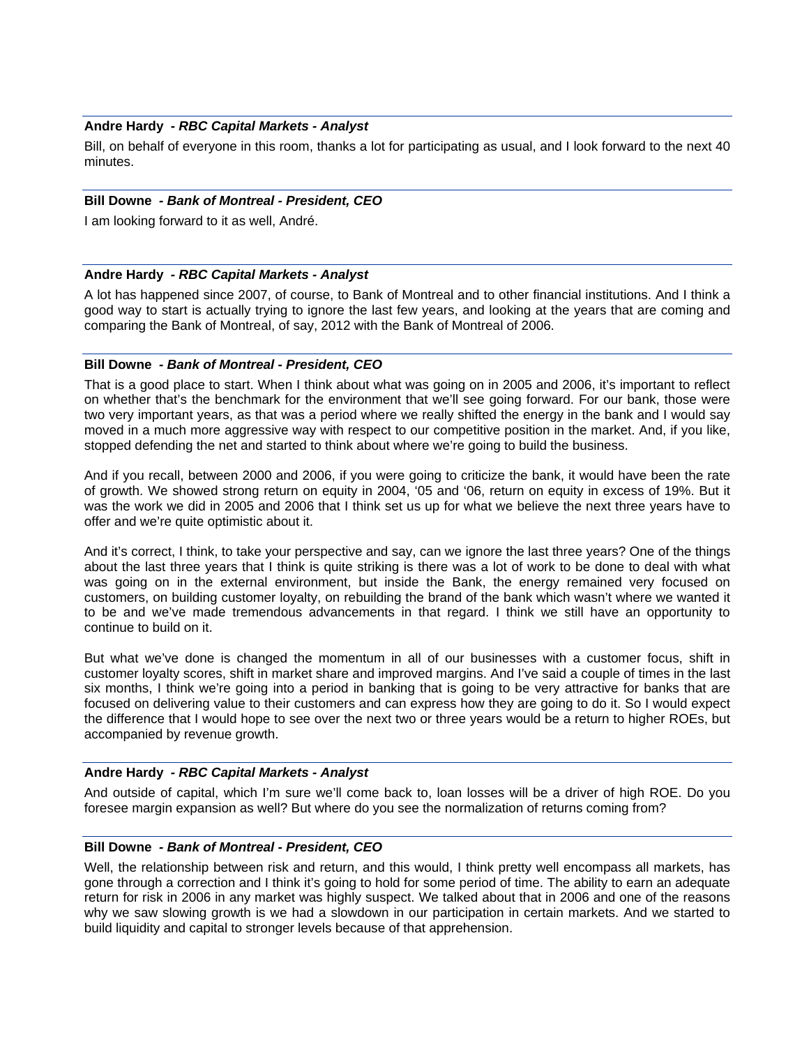**Andre Hardy** *- RBC Capital Markets - Analyst*

Bill, on behalf of everyone in this room, thanks a lot for participating as usual, and I look forward to the next 40 minutes.

**Bill Downe** *- Bank of Montreal - President, CEO*

I am looking forward to it as well, André.

**Andre Hardy** *- RBC Capital Markets - Analyst*

A lot has happened since 2007, of course, to Bank of Montreal and to other financial institutions. And I think a good way to start is actually trying to ignore the last few years, and looking at the years that are coming and comparing the Bank of Montreal, of say, 2012 with the Bank of Montreal of 2006.

**Bill Downe** *- Bank of Montreal - President, CEO*

That is a good place to start. When I think about what was going on in 2005 and 2006, it's important to reflect on whether that's the benchmark for the environment that we'll see going forward. For our bank, those were two very important years, as that was a period where we really shifted the energy in the bank and I would say moved in a much more aggressive way with respect to our competitive position in the market. And, if you like, stopped defending the net and started to think about where we're going to build the business.

And if you recall, between 2000 and 2006, if you were going to criticize the bank, it would have been the rate of growth. We showed strong return on equity in 2004, '05 and '06, return on equity in excess of 19%. But it was the work we did in 2005 and 2006 that I think set us up for what we believe the next three years have to offer and we're quite optimistic about it.

And it's correct, I think, to take your perspective and say, can we ignore the last three years? One of the things about the last three years that I think is quite striking is there was a lot of work to be done to deal with what was going on in the external environment, but inside the Bank, the energy remained very focused on customers, on building customer loyalty, on rebuilding the brand of the bank which wasn't where we wanted it to be and we've made tremendous advancements in that regard. I think we still have an opportunity to continue to build on it.

But what we've done is changed the momentum in all of our businesses with a customer focus, shift in customer loyalty scores, shift in market share and improved margins. And I've said a couple of times in the last six months, I think we're going into a period in banking that is going to be very attractive for banks that are focused on delivering value to their customers and can express how they are going to do it. So I would expect the difference that I would hope to see over the next two or three years would be a return to higher ROEs, but accompanied by revenue growth.

**Andre Hardy** *- RBC Capital Markets - Analyst*

And outside of capital, which I'm sure we'll come back to, loan losses will be a driver of high ROE. Do you foresee margin expansion as well? But where do you see the normalization of returns coming from?

**Bill Downe** *- Bank of Montreal - President, CEO*

Well, the relationship between risk and return, and this would, I think pretty well encompass all markets, has gone through a correction and I think it's going to hold for some period of time. The ability to earn an adequate return for risk in 2006 in any market was highly suspect. We talked about that in 2006 and one of the reasons why we saw slowing growth is we had a slowdown in our participation in certain markets. And we started to build liquidity and capital to stronger levels because of that apprehension.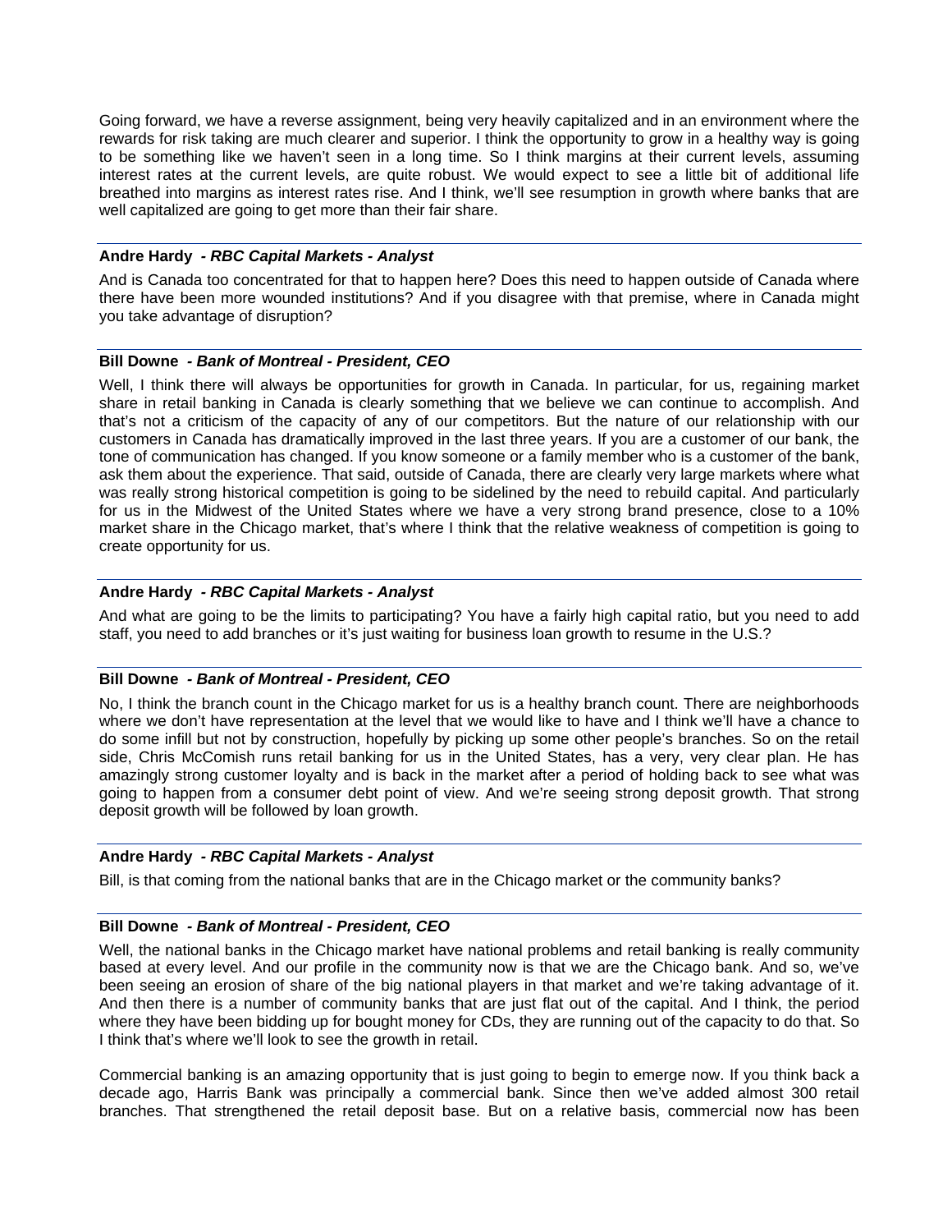Going forward, we have a reverse assignment, being very heavily capitalized and in an environment where the rewards for risk taking are much clearer and superior. I think the opportunity to grow in a healthy way is going to be something like we haven't seen in a long time. So I think margins at their current levels, assuming interest rates at the current levels, are quite robust. We would expect to see a little bit of additional life breathed into margins as interest rates rise. And I think, we'll see resumption in growth where banks that are well capitalized are going to get more than their fair share.

---

**Andre Hardy** *- RBC Capital Markets - Analyst*

And is Canada too concentrated for that to happen here? Does this need to happen outside of Canada where there have been more wounded institutions? And if you disagree with that premise, where in Canada might you take advantage of disruption?

---

**Bill Downe** *- Bank of Montreal - President, CEO*

Well, I think there will always be opportunities for growth in Canada. In particular, for us, regaining market share in retail banking in Canada is clearly something that we believe we can continue to accomplish. And that's not a criticism of the capacity of any of our competitors. But the nature of our relationship with our customers in Canada has dramatically improved in the last three years. If you are a customer of our bank, the tone of communication has changed. If you know someone or a family member who is a customer of the bank, ask them about the experience. That said, outside of Canada, there are clearly very large markets where what was really strong historical competition is going to be sidelined by the need to rebuild capital. And particularly for us in the Midwest of the United States where we have a very strong brand presence, close to a 10% market share in the Chicago market, that's where I think that the relative weakness of competition is going to create opportunity for us.

---

**Andre Hardy** *- RBC Capital Markets - Analyst*

And what are going to be the limits to participating? You have a fairly high capital ratio, but you need to add staff, you need to add branches or it's just waiting for business loan growth to resume in the U.S.?

---

**Bill Downe** *- Bank of Montreal - President, CEO*

No, I think the branch count in the Chicago market for us is a healthy branch count. There are neighborhoods where we don't have representation at the level that we would like to have and I think we'll have a chance to do some infill but not by construction, hopefully by picking up some other people's branches. So on the retail side, Chris McComish runs retail banking for us in the United States, has a very, very clear plan. He has amazingly strong customer loyalty and is back in the market after a period of holding back to see what was going to happen from a consumer debt point of view. And we're seeing strong deposit growth. That strong deposit growth will be followed by loan growth.

---

**Andre Hardy** *- RBC Capital Markets - Analyst*

Bill, is that coming from the national banks that are in the Chicago market or the community banks?

---

**Bill Downe** *- Bank of Montreal - President, CEO*

Well, the national banks in the Chicago market have national problems and retail banking is really community based at every level. And our profile in the community now is that we are the Chicago bank. And so, we've been seeing an erosion of share of the big national players in that market and we're taking advantage of it. And then there is a number of community banks that are just flat out of the capital. And I think, the period where they have been bidding up for bought money for CDs, they are running out of the capacity to do that. So I think that's where we'll look to see the growth in retail.

Commercial banking is an amazing opportunity that is just going to begin to emerge now. If you think back a decade ago, Harris Bank was principally a commercial bank. Since then we've added almost 300 retail branches. That strengthened the retail deposit base. But on a relative basis, commercial now has been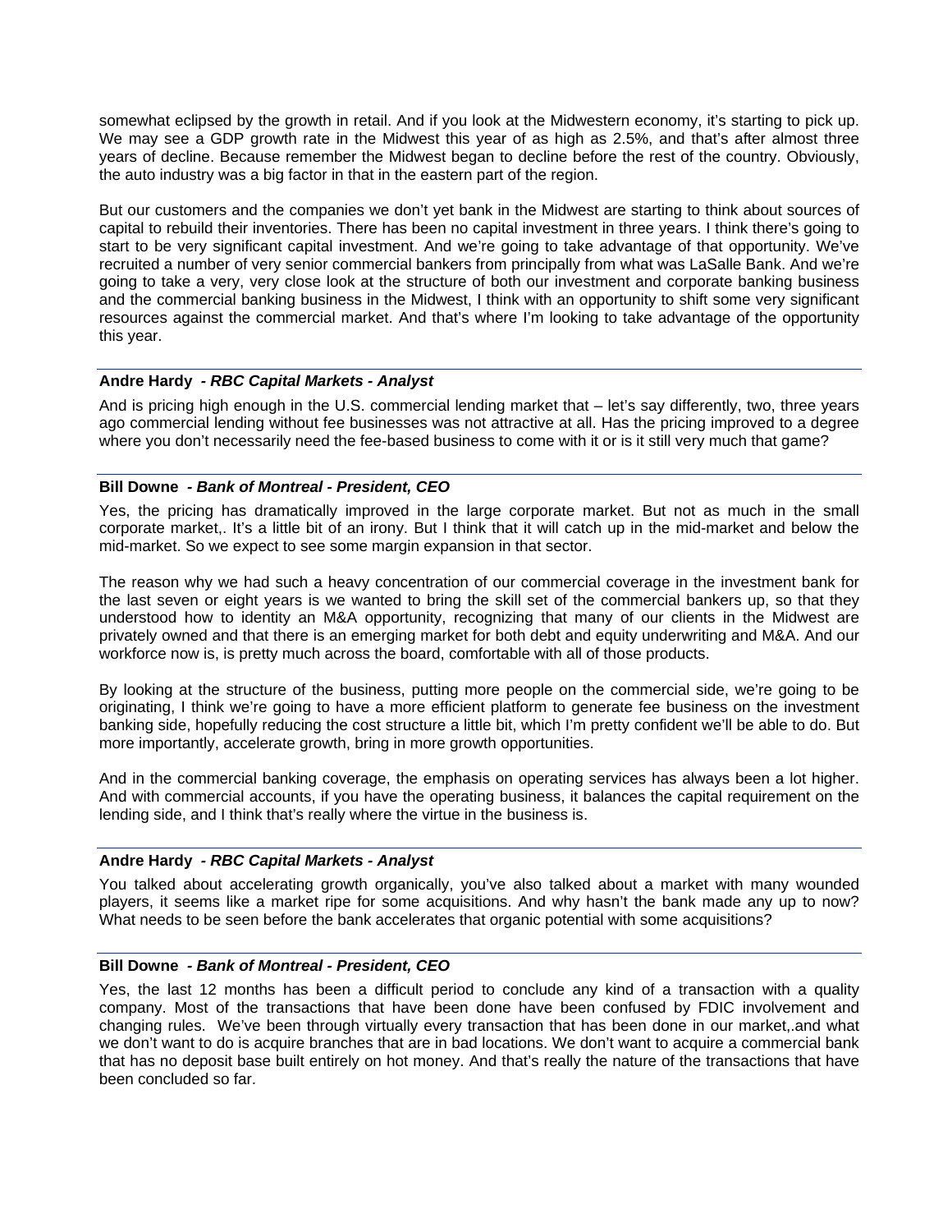somewhat eclipsed by the growth in retail. And if you look at the Midwestern economy, it's starting to pick up. We may see a GDP growth rate in the Midwest this year of as high as 2.5%, and that's after almost three years of decline. Because remember the Midwest began to decline before the rest of the country. Obviously, the auto industry was a big factor in that in the eastern part of the region.

But our customers and the companies we don't yet bank in the Midwest are starting to think about sources of capital to rebuild their inventories. There has been no capital investment in three years. I think there's going to start to be very significant capital investment. And we're going to take advantage of that opportunity. We've recruited a number of very senior commercial bankers from principally from what was LaSalle Bank. And we're going to take a very, very close look at the structure of both our investment and corporate banking business and the commercial banking business in the Midwest, I think with an opportunity to shift some very significant resources against the commercial market. And that's where I'm looking to take advantage of the opportunity this year.

**Andre Hardy** *- RBC Capital Markets - Analyst*

And is pricing high enough in the U.S. commercial lending market that – let's say differently, two, three years ago commercial lending without fee businesses was not attractive at all. Has the pricing improved to a degree where you don't necessarily need the fee-based business to come with it or is it still very much that game?

**Bill Downe** *- Bank of Montreal - President, CEO*

Yes, the pricing has dramatically improved in the large corporate market. But not as much in the small corporate market,. It's a little bit of an irony. But I think that it will catch up in the mid-market and below the mid-market. So we expect to see some margin expansion in that sector.

The reason why we had such a heavy concentration of our commercial coverage in the investment bank for the last seven or eight years is we wanted to bring the skill set of the commercial bankers up, so that they understood how to identity an M&A opportunity, recognizing that many of our clients in the Midwest are privately owned and that there is an emerging market for both debt and equity underwriting and M&A. And our workforce now is, is pretty much across the board, comfortable with all of those products.

By looking at the structure of the business, putting more people on the commercial side, we're going to be originating, I think we're going to have a more efficient platform to generate fee business on the investment banking side, hopefully reducing the cost structure a little bit, which I'm pretty confident we'll be able to do. But more importantly, accelerate growth, bring in more growth opportunities.

And in the commercial banking coverage, the emphasis on operating services has always been a lot higher. And with commercial accounts, if you have the operating business, it balances the capital requirement on the lending side, and I think that's really where the virtue in the business is.

**Andre Hardy** *- RBC Capital Markets - Analyst*

You talked about accelerating growth organically, you've also talked about a market with many wounded players, it seems like a market ripe for some acquisitions. And why hasn't the bank made any up to now? What needs to be seen before the bank accelerates that organic potential with some acquisitions?

**Bill Downe** *- Bank of Montreal - President, CEO*

Yes, the last 12 months has been a difficult period to conclude any kind of a transaction with a quality company. Most of the transactions that have been done have been confused by FDIC involvement and changing rules. We've been through virtually every transaction that has been done in our market,.and what we don't want to do is acquire branches that are in bad locations. We don't want to acquire a commercial bank that has no deposit base built entirely on hot money. And that's really the nature of the transactions that have been concluded so far.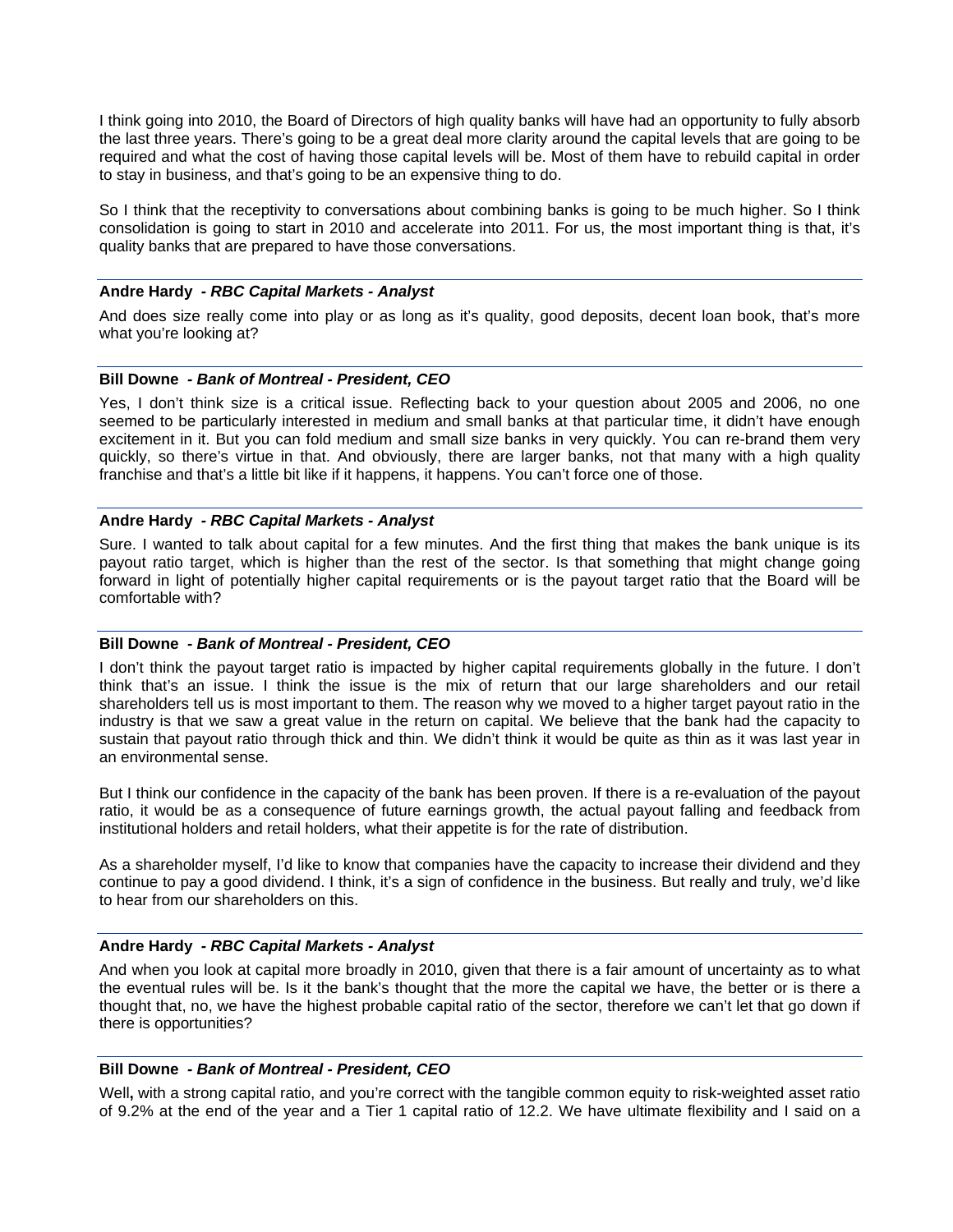I think going into 2010, the Board of Directors of high quality banks will have had an opportunity to fully absorb the last three years. There's going to be a great deal more clarity around the capital levels that are going to be required and what the cost of having those capital levels will be. Most of them have to rebuild capital in order to stay in business, and that's going to be an expensive thing to do.

So I think that the receptivity to conversations about combining banks is going to be much higher. So I think consolidation is going to start in 2010 and accelerate into 2011. For us, the most important thing is that, it's quality banks that are prepared to have those conversations.

**Andre Hardy** *- RBC Capital Markets - Analyst*

And does size really come into play or as long as it's quality, good deposits, decent loan book, that's more what you're looking at?

**Bill Downe** *- Bank of Montreal - President, CEO*

Yes, I don't think size is a critical issue. Reflecting back to your question about 2005 and 2006, no one seemed to be particularly interested in medium and small banks at that particular time, it didn't have enough excitement in it. But you can fold medium and small size banks in very quickly. You can re-brand them very quickly, so there's virtue in that. And obviously, there are larger banks, not that many with a high quality franchise and that's a little bit like if it happens, it happens. You can't force one of those.

**Andre Hardy** *- RBC Capital Markets - Analyst*

Sure. I wanted to talk about capital for a few minutes. And the first thing that makes the bank unique is its payout ratio target, which is higher than the rest of the sector. Is that something that might change going forward in light of potentially higher capital requirements or is the payout target ratio that the Board will be comfortable with?

**Bill Downe** *- Bank of Montreal - President, CEO*

I don't think the payout target ratio is impacted by higher capital requirements globally in the future. I don't think that's an issue. I think the issue is the mix of return that our large shareholders and our retail shareholders tell us is most important to them. The reason why we moved to a higher target payout ratio in the industry is that we saw a great value in the return on capital. We believe that the bank had the capacity to sustain that payout ratio through thick and thin. We didn't think it would be quite as thin as it was last year in an environmental sense.

But I think our confidence in the capacity of the bank has been proven. If there is a re-evaluation of the payout ratio, it would be as a consequence of future earnings growth, the actual payout falling and feedback from institutional holders and retail holders, what their appetite is for the rate of distribution.

As a shareholder myself, I'd like to know that companies have the capacity to increase their dividend and they continue to pay a good dividend. I think, it's a sign of confidence in the business. But really and truly, we'd like to hear from our shareholders on this.

**Andre Hardy** *- RBC Capital Markets - Analyst*

And when you look at capital more broadly in 2010, given that there is a fair amount of uncertainty as to what the eventual rules will be. Is it the bank's thought that the more the capital we have, the better or is there a thought that, no, we have the highest probable capital ratio of the sector, therefore we can't let that go down if there is opportunities?

**Bill Downe** *- Bank of Montreal - President, CEO*

Well**,** with a strong capital ratio, and you're correct with the tangible common equity to risk-weighted asset ratio of 9.2% at the end of the year and a Tier 1 capital ratio of 12.2. We have ultimate flexibility and I said on a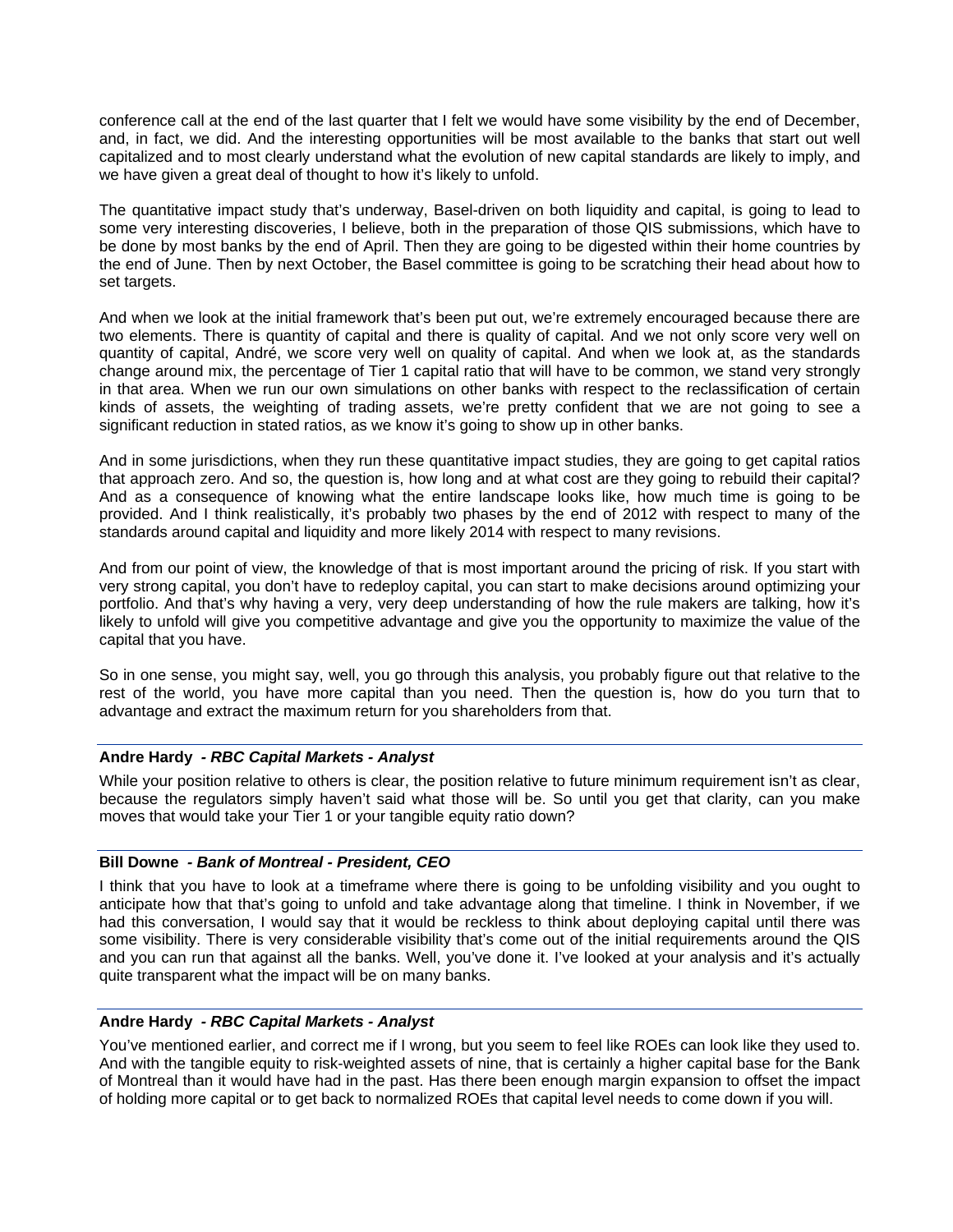conference call at the end of the last quarter that I felt we would have some visibility by the end of December, and, in fact, we did. And the interesting opportunities will be most available to the banks that start out well capitalized and to most clearly understand what the evolution of new capital standards are likely to imply, and we have given a great deal of thought to how it's likely to unfold.

The quantitative impact study that's underway, Basel-driven on both liquidity and capital, is going to lead to some very interesting discoveries, I believe, both in the preparation of those QIS submissions, which have to be done by most banks by the end of April. Then they are going to be digested within their home countries by the end of June. Then by next October, the Basel committee is going to be scratching their head about how to set targets.

And when we look at the initial framework that's been put out, we're extremely encouraged because there are two elements. There is quantity of capital and there is quality of capital. And we not only score very well on quantity of capital, André, we score very well on quality of capital. And when we look at, as the standards change around mix, the percentage of Tier 1 capital ratio that will have to be common, we stand very strongly in that area. When we run our own simulations on other banks with respect to the reclassification of certain kinds of assets, the weighting of trading assets, we're pretty confident that we are not going to see a significant reduction in stated ratios, as we know it's going to show up in other banks.

And in some jurisdictions, when they run these quantitative impact studies, they are going to get capital ratios that approach zero. And so, the question is, how long and at what cost are they going to rebuild their capital? And as a consequence of knowing what the entire landscape looks like, how much time is going to be provided. And I think realistically, it's probably two phases by the end of 2012 with respect to many of the standards around capital and liquidity and more likely 2014 with respect to many revisions.

And from our point of view, the knowledge of that is most important around the pricing of risk. If you start with very strong capital, you don't have to redeploy capital, you can start to make decisions around optimizing your portfolio. And that's why having a very, very deep understanding of how the rule makers are talking, how it's likely to unfold will give you competitive advantage and give you the opportunity to maximize the value of the capital that you have.

So in one sense, you might say, well, you go through this analysis, you probably figure out that relative to the rest of the world, you have more capital than you need. Then the question is, how do you turn that to advantage and extract the maximum return for you shareholders from that.

---

**Andre Hardy** *- RBC Capital Markets - Analyst*

While your position relative to others is clear, the position relative to future minimum requirement isn't as clear, because the regulators simply haven't said what those will be. So until you get that clarity, can you make moves that would take your Tier 1 or your tangible equity ratio down?

---

**Bill Downe** *- Bank of Montreal - President, CEO*

I think that you have to look at a timeframe where there is going to be unfolding visibility and you ought to anticipate how that that's going to unfold and take advantage along that timeline. I think in November, if we had this conversation, I would say that it would be reckless to think about deploying capital until there was some visibility. There is very considerable visibility that's come out of the initial requirements around the QIS and you can run that against all the banks. Well, you've done it. I've looked at your analysis and it's actually quite transparent what the impact will be on many banks.

---

**Andre Hardy** *- RBC Capital Markets - Analyst*

You've mentioned earlier, and correct me if I wrong, but you seem to feel like ROEs can look like they used to. And with the tangible equity to risk-weighted assets of nine, that is certainly a higher capital base for the Bank of Montreal than it would have had in the past. Has there been enough margin expansion to offset the impact of holding more capital or to get back to normalized ROEs that capital level needs to come down if you will.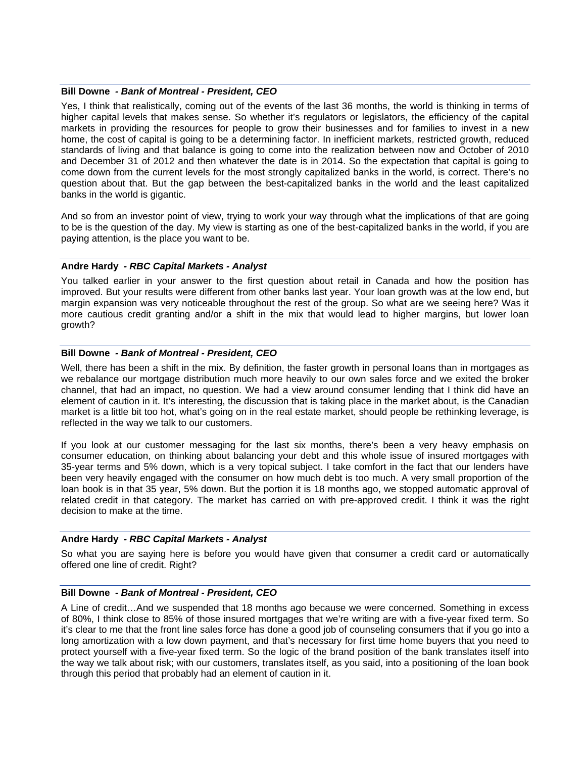**Bill Downe** *- Bank of Montreal - President, CEO*

Yes, I think that realistically, coming out of the events of the last 36 months, the world is thinking in terms of higher capital levels that makes sense. So whether it's regulators or legislators, the efficiency of the capital markets in providing the resources for people to grow their businesses and for families to invest in a new home, the cost of capital is going to be a determining factor. In inefficient markets, restricted growth, reduced standards of living and that balance is going to come into the realization between now and October of 2010 and December 31 of 2012 and then whatever the date is in 2014. So the expectation that capital is going to come down from the current levels for the most strongly capitalized banks in the world, is correct. There's no question about that. But the gap between the best-capitalized banks in the world and the least capitalized banks in the world is gigantic.

And so from an investor point of view, trying to work your way through what the implications of that are going to be is the question of the day. My view is starting as one of the best-capitalized banks in the world, if you are paying attention, is the place you want to be.

**Andre Hardy** *- RBC Capital Markets - Analyst*

You talked earlier in your answer to the first question about retail in Canada and how the position has improved. But your results were different from other banks last year. Your loan growth was at the low end, but margin expansion was very noticeable throughout the rest of the group. So what are we seeing here? Was it more cautious credit granting and/or a shift in the mix that would lead to higher margins, but lower loan growth?

**Bill Downe** *- Bank of Montreal - President, CEO*

Well, there has been a shift in the mix. By definition, the faster growth in personal loans than in mortgages as we rebalance our mortgage distribution much more heavily to our own sales force and we exited the broker channel, that had an impact, no question. We had a view around consumer lending that I think did have an element of caution in it. It's interesting, the discussion that is taking place in the market about, is the Canadian market is a little bit too hot, what's going on in the real estate market, should people be rethinking leverage, is reflected in the way we talk to our customers.

If you look at our customer messaging for the last six months, there's been a very heavy emphasis on consumer education, on thinking about balancing your debt and this whole issue of insured mortgages with 35-year terms and 5% down, which is a very topical subject. I take comfort in the fact that our lenders have been very heavily engaged with the consumer on how much debt is too much. A very small proportion of the loan book is in that 35 year, 5% down. But the portion it is 18 months ago, we stopped automatic approval of related credit in that category. The market has carried on with pre-approved credit. I think it was the right decision to make at the time.

**Andre Hardy** *- RBC Capital Markets - Analyst*

So what you are saying here is before you would have given that consumer a credit card or automatically offered one line of credit. Right?

**Bill Downe** *- Bank of Montreal - President, CEO*

A Line of credit…And we suspended that 18 months ago because we were concerned. Something in excess of 80%, I think close to 85% of those insured mortgages that we're writing are with a five-year fixed term. So it's clear to me that the front line sales force has done a good job of counseling consumers that if you go into a long amortization with a low down payment, and that's necessary for first time home buyers that you need to protect yourself with a five-year fixed term. So the logic of the brand position of the bank translates itself into the way we talk about risk; with our customers, translates itself, as you said, into a positioning of the loan book through this period that probably had an element of caution in it.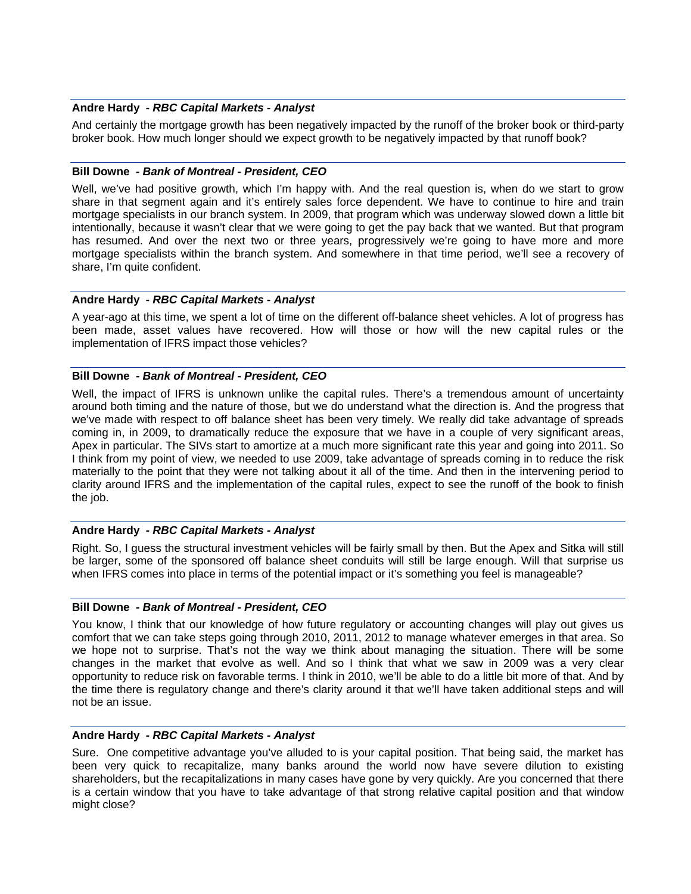**Andre Hardy** *- RBC Capital Markets - Analyst*

And certainly the mortgage growth has been negatively impacted by the runoff of the broker book or third-party broker book. How much longer should we expect growth to be negatively impacted by that runoff book?

**Bill Downe** *- Bank of Montreal - President, CEO*

Well, we've had positive growth, which I'm happy with. And the real question is, when do we start to grow share in that segment again and it's entirely sales force dependent. We have to continue to hire and train mortgage specialists in our branch system. In 2009, that program which was underway slowed down a little bit intentionally, because it wasn't clear that we were going to get the pay back that we wanted. But that program has resumed. And over the next two or three years, progressively we're going to have more and more mortgage specialists within the branch system. And somewhere in that time period, we'll see a recovery of share, I'm quite confident.

**Andre Hardy** *- RBC Capital Markets - Analyst*

A year-ago at this time, we spent a lot of time on the different off-balance sheet vehicles. A lot of progress has been made, asset values have recovered. How will those or how will the new capital rules or the implementation of IFRS impact those vehicles?

**Bill Downe** *- Bank of Montreal - President, CEO*

Well, the impact of IFRS is unknown unlike the capital rules. There's a tremendous amount of uncertainty around both timing and the nature of those, but we do understand what the direction is. And the progress that we've made with respect to off balance sheet has been very timely. We really did take advantage of spreads coming in, in 2009, to dramatically reduce the exposure that we have in a couple of very significant areas, Apex in particular. The SIVs start to amortize at a much more significant rate this year and going into 2011. So I think from my point of view, we needed to use 2009, take advantage of spreads coming in to reduce the risk materially to the point that they were not talking about it all of the time. And then in the intervening period to clarity around IFRS and the implementation of the capital rules, expect to see the runoff of the book to finish the job.

**Andre Hardy** *- RBC Capital Markets - Analyst*

Right. So, I guess the structural investment vehicles will be fairly small by then. But the Apex and Sitka will still be larger, some of the sponsored off balance sheet conduits will still be large enough. Will that surprise us when IFRS comes into place in terms of the potential impact or it's something you feel is manageable?

**Bill Downe** *- Bank of Montreal - President, CEO*

You know, I think that our knowledge of how future regulatory or accounting changes will play out gives us comfort that we can take steps going through 2010, 2011, 2012 to manage whatever emerges in that area. So we hope not to surprise. That's not the way we think about managing the situation. There will be some changes in the market that evolve as well. And so I think that what we saw in 2009 was a very clear opportunity to reduce risk on favorable terms. I think in 2010, we'll be able to do a little bit more of that. And by the time there is regulatory change and there's clarity around it that we'll have taken additional steps and will not be an issue.

**Andre Hardy** *- RBC Capital Markets - Analyst*

Sure. One competitive advantage you've alluded to is your capital position. That being said, the market has been very quick to recapitalize, many banks around the world now have severe dilution to existing shareholders, but the recapitalizations in many cases have gone by very quickly. Are you concerned that there is a certain window that you have to take advantage of that strong relative capital position and that window might close?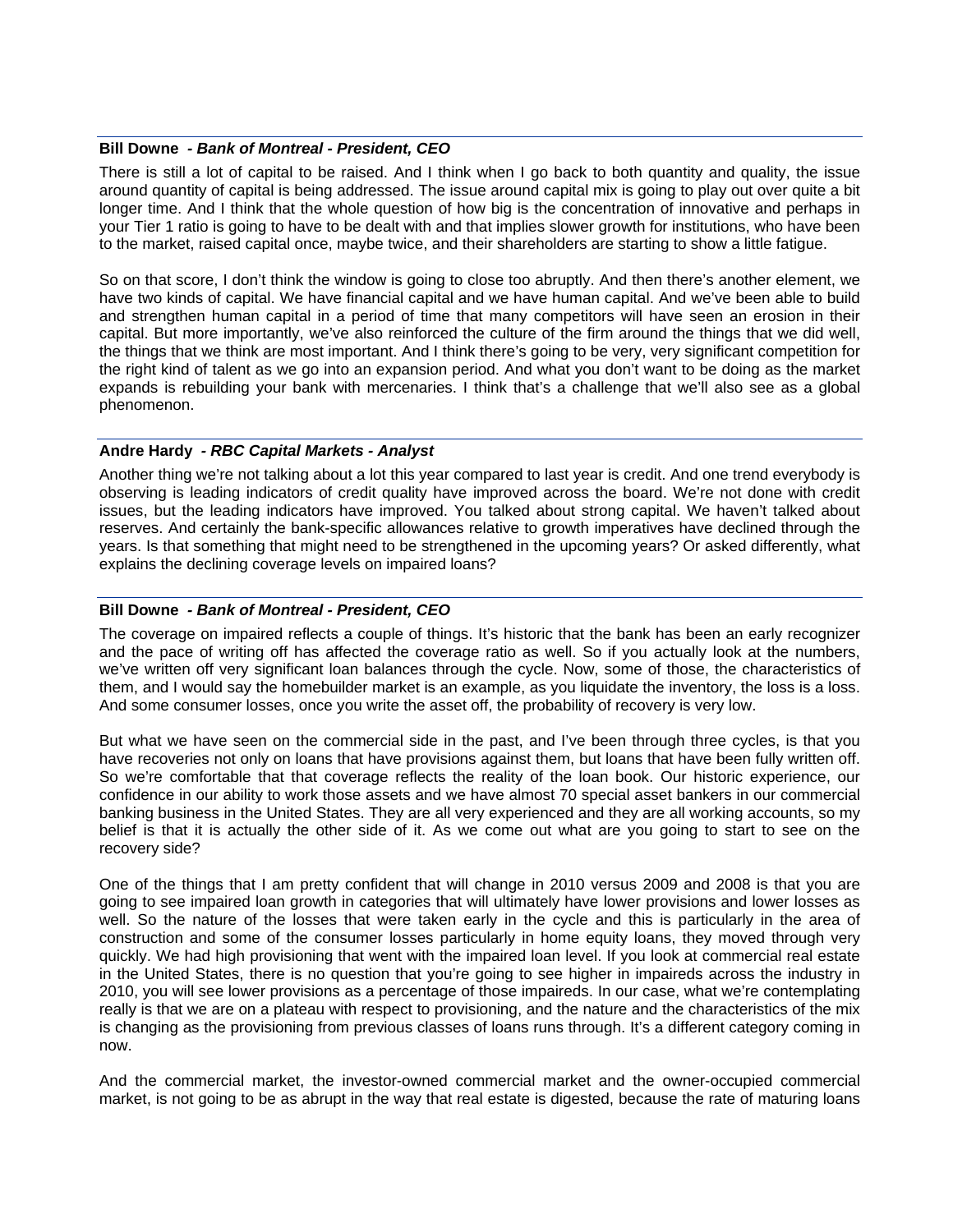**Bill Downe** *- Bank of Montreal - President, CEO*

There is still a lot of capital to be raised. And I think when I go back to both quantity and quality, the issue around quantity of capital is being addressed. The issue around capital mix is going to play out over quite a bit longer time. And I think that the whole question of how big is the concentration of innovative and perhaps in your Tier 1 ratio is going to have to be dealt with and that implies slower growth for institutions, who have been to the market, raised capital once, maybe twice, and their shareholders are starting to show a little fatigue.

So on that score, I don't think the window is going to close too abruptly. And then there's another element, we have two kinds of capital. We have financial capital and we have human capital. And we've been able to build and strengthen human capital in a period of time that many competitors will have seen an erosion in their capital. But more importantly, we've also reinforced the culture of the firm around the things that we did well, the things that we think are most important. And I think there's going to be very, very significant competition for the right kind of talent as we go into an expansion period. And what you don't want to be doing as the market expands is rebuilding your bank with mercenaries. I think that's a challenge that we'll also see as a global phenomenon.

**Andre Hardy** *- RBC Capital Markets - Analyst*

Another thing we're not talking about a lot this year compared to last year is credit. And one trend everybody is observing is leading indicators of credit quality have improved across the board. We're not done with credit issues, but the leading indicators have improved. You talked about strong capital. We haven't talked about reserves. And certainly the bank-specific allowances relative to growth imperatives have declined through the years. Is that something that might need to be strengthened in the upcoming years? Or asked differently, what explains the declining coverage levels on impaired loans?

**Bill Downe** *- Bank of Montreal - President, CEO*

The coverage on impaired reflects a couple of things. It's historic that the bank has been an early recognizer and the pace of writing off has affected the coverage ratio as well. So if you actually look at the numbers, we've written off very significant loan balances through the cycle. Now, some of those, the characteristics of them, and I would say the homebuilder market is an example, as you liquidate the inventory, the loss is a loss. And some consumer losses, once you write the asset off, the probability of recovery is very low.

But what we have seen on the commercial side in the past, and I've been through three cycles, is that you have recoveries not only on loans that have provisions against them, but loans that have been fully written off. So we're comfortable that that coverage reflects the reality of the loan book. Our historic experience, our confidence in our ability to work those assets and we have almost 70 special asset bankers in our commercial banking business in the United States. They are all very experienced and they are all working accounts, so my belief is that it is actually the other side of it. As we come out what are you going to start to see on the recovery side?

One of the things that I am pretty confident that will change in 2010 versus 2009 and 2008 is that you are going to see impaired loan growth in categories that will ultimately have lower provisions and lower losses as well. So the nature of the losses that were taken early in the cycle and this is particularly in the area of construction and some of the consumer losses particularly in home equity loans, they moved through very quickly. We had high provisioning that went with the impaired loan level. If you look at commercial real estate in the United States, there is no question that you're going to see higher in impaireds across the industry in 2010, you will see lower provisions as a percentage of those impaireds. In our case, what we're contemplating really is that we are on a plateau with respect to provisioning, and the nature and the characteristics of the mix is changing as the provisioning from previous classes of loans runs through. It's a different category coming in now.

And the commercial market, the investor-owned commercial market and the owner-occupied commercial market, is not going to be as abrupt in the way that real estate is digested, because the rate of maturing loans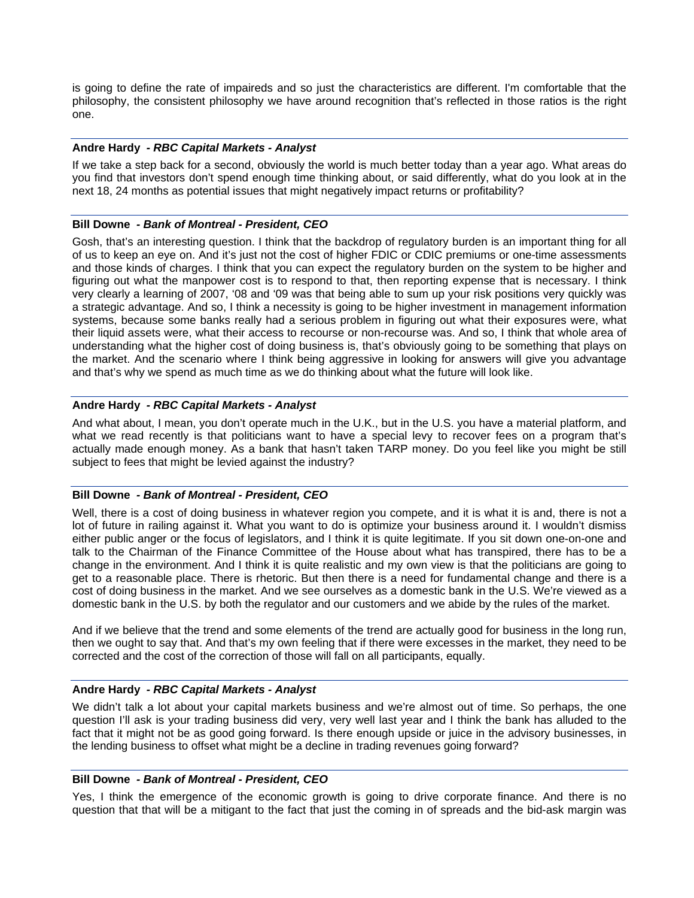is going to define the rate of impaireds and so just the characteristics are different. I'm comfortable that the philosophy, the consistent philosophy we have around recognition that's reflected in those ratios is the right one.

---

**Andre Hardy** *- RBC Capital Markets - Analyst*

If we take a step back for a second, obviously the world is much better today than a year ago. What areas do you find that investors don't spend enough time thinking about, or said differently, what do you look at in the next 18, 24 months as potential issues that might negatively impact returns or profitability?

---

**Bill Downe** *- Bank of Montreal - President, CEO*

Gosh, that's an interesting question. I think that the backdrop of regulatory burden is an important thing for all of us to keep an eye on. And it's just not the cost of higher FDIC or CDIC premiums or one-time assessments and those kinds of charges. I think that you can expect the regulatory burden on the system to be higher and figuring out what the manpower cost is to respond to that, then reporting expense that is necessary. I think very clearly a learning of 2007, '08 and '09 was that being able to sum up your risk positions very quickly was a strategic advantage. And so, I think a necessity is going to be higher investment in management information systems, because some banks really had a serious problem in figuring out what their exposures were, what their liquid assets were, what their access to recourse or non-recourse was. And so, I think that whole area of understanding what the higher cost of doing business is, that's obviously going to be something that plays on the market. And the scenario where I think being aggressive in looking for answers will give you advantage and that's why we spend as much time as we do thinking about what the future will look like.

---

**Andre Hardy** *- RBC Capital Markets - Analyst*

And what about, I mean, you don't operate much in the U.K., but in the U.S. you have a material platform, and what we read recently is that politicians want to have a special levy to recover fees on a program that's actually made enough money. As a bank that hasn't taken TARP money. Do you feel like you might be still subject to fees that might be levied against the industry?

---

**Bill Downe** *- Bank of Montreal - President, CEO*

Well, there is a cost of doing business in whatever region you compete, and it is what it is and, there is not a lot of future in railing against it. What you want to do is optimize your business around it. I wouldn't dismiss either public anger or the focus of legislators, and I think it is quite legitimate. If you sit down one-on-one and talk to the Chairman of the Finance Committee of the House about what has transpired, there has to be a change in the environment. And I think it is quite realistic and my own view is that the politicians are going to get to a reasonable place. There is rhetoric. But then there is a need for fundamental change and there is a cost of doing business in the market. And we see ourselves as a domestic bank in the U.S. We're viewed as a domestic bank in the U.S. by both the regulator and our customers and we abide by the rules of the market.

And if we believe that the trend and some elements of the trend are actually good for business in the long run, then we ought to say that. And that's my own feeling that if there were excesses in the market, they need to be corrected and the cost of the correction of those will fall on all participants, equally.

---

**Andre Hardy** *- RBC Capital Markets - Analyst*

We didn't talk a lot about your capital markets business and we're almost out of time. So perhaps, the one question I'll ask is your trading business did very, very well last year and I think the bank has alluded to the fact that it might not be as good going forward. Is there enough upside or juice in the advisory businesses, in the lending business to offset what might be a decline in trading revenues going forward?

---

**Bill Downe** *- Bank of Montreal - President, CEO*

Yes, I think the emergence of the economic growth is going to drive corporate finance. And there is no question that that will be a mitigant to the fact that just the coming in of spreads and the bid-ask margin was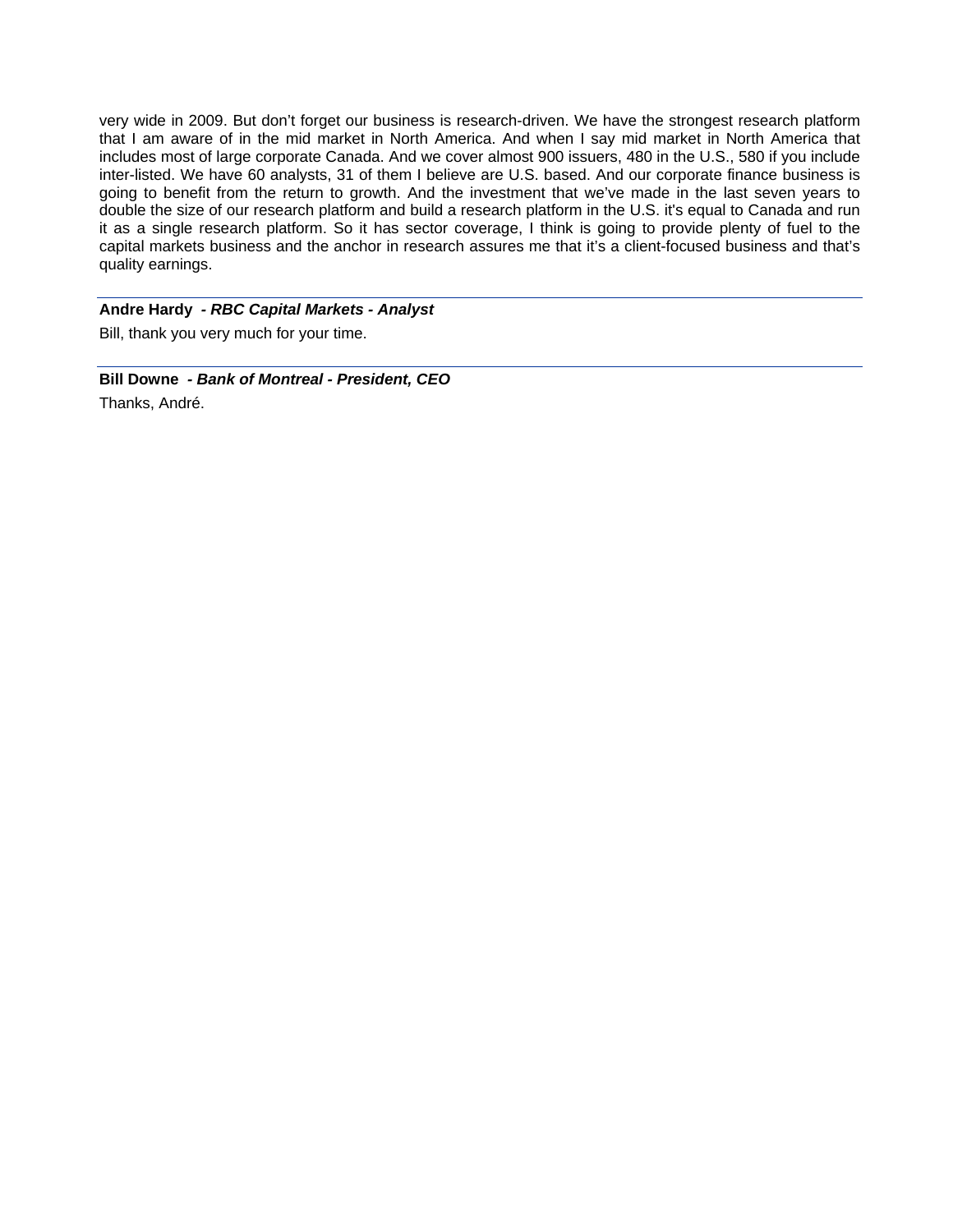very wide in 2009. But don't forget our business is research-driven. We have the strongest research platform that I am aware of in the mid market in North America. And when I say mid market in North America that includes most of large corporate Canada. And we cover almost 900 issuers, 480 in the U.S., 580 if you include inter-listed. We have 60 analysts, 31 of them I believe are U.S. based. And our corporate finance business is going to benefit from the return to growth. And the investment that we've made in the last seven years to double the size of our research platform and build a research platform in the U.S. it's equal to Canada and run it as a single research platform. So it has sector coverage, I think is going to provide plenty of fuel to the capital markets business and the anchor in research assures me that it's a client-focused business and that's quality earnings.

---

**Andre Hardy** *- RBC Capital Markets - Analyst*

Bill, thank you very much for your time.

---

**Bill Downe** *- Bank of Montreal - President, CEO*

Thanks, André.